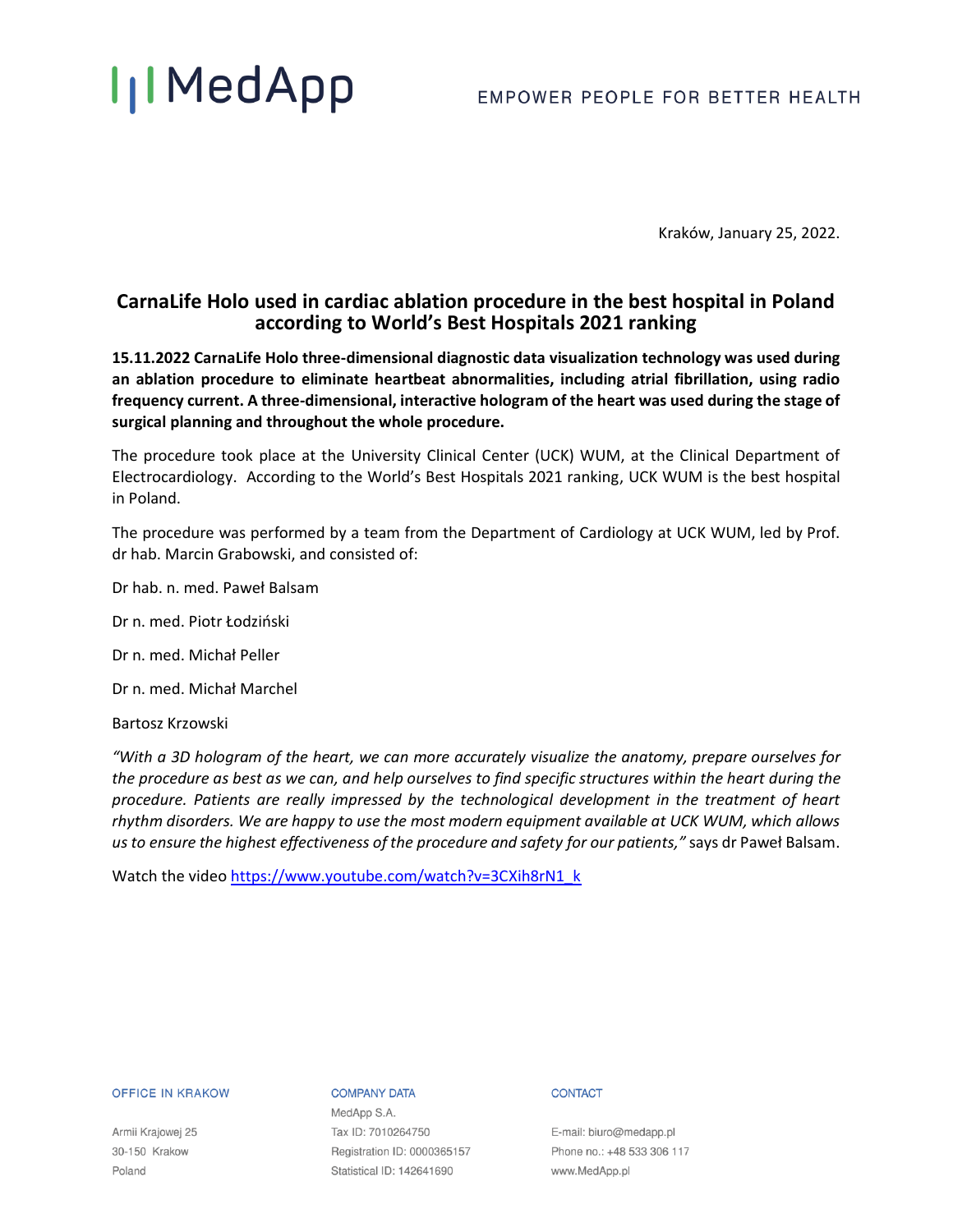# MedApp

EMPOWER PEOPLE FOR BETTER HEALTH

Kraków, January 25, 2022.

## CarnaLife Holo used in cardiac ablation procedure in the best hospital in Poland according to World's Best Hospitals 2021 ranking

**15.11.2022 CarnaLife Holo three-dimensional diagnostic data visualization technology was used during an ablation procedure to eliminate heartbeat abnormalities, including atrial fibrillation, using radio frequency current. A three-dimensional, interactive hologram of the heart was used during the stage of surgical planning and throughout the whole procedure.**

The procedure took place at the University Clinical Center (UCK) WUM, at the Clinical Department of Electrocardiology. According to the World's Best Hospitals 2021 ranking, UCK WUM is the best hospital in Poland.

The procedure was performed by a team from the Department of Cardiology at UCK WUM, led by Prof. dr hab. Marcin Grabowski, and consisted of:

Dr hab. n. med. Paweł Balsam

Dr n. med. Piotr Łodziński

Dr n. med. Michał Peller

Dr n. med. Michał Marchel

Bartosz Krzowski

*"With a 3D hologram of the heart, we can more accurately visualize the anatomy, prepare ourselves for the procedure as best as we can, and help ourselves to find specific structures within the heart during the procedure. Patients are really impressed by the technological development in the treatment of heart rhythm disorders. We are happy to use the most modern equipment available at UCK WUM, which allows us to ensure the highest effectiveness of the procedure and safety for our patients,"* says dr Paweł Balsam.

Watch the video [https://www.youtube.com/watch?v=3CXih8rN1_k](https://www.youtube.com/watch?v=3CXih8rN1_k)

**OFFICE IN KRAKOW**

Armii Krajowej 25
30-150 Krakow
Poland

**COMPANY DATA**

MedApp S.A.
Tax ID: 7010264750
Registration ID: 0000365157
Statistical ID: 142641690

**CONTACT**

E-mail: biuro@medapp.pl
Phone no.: +48 533 306 117
www.MedApp.pl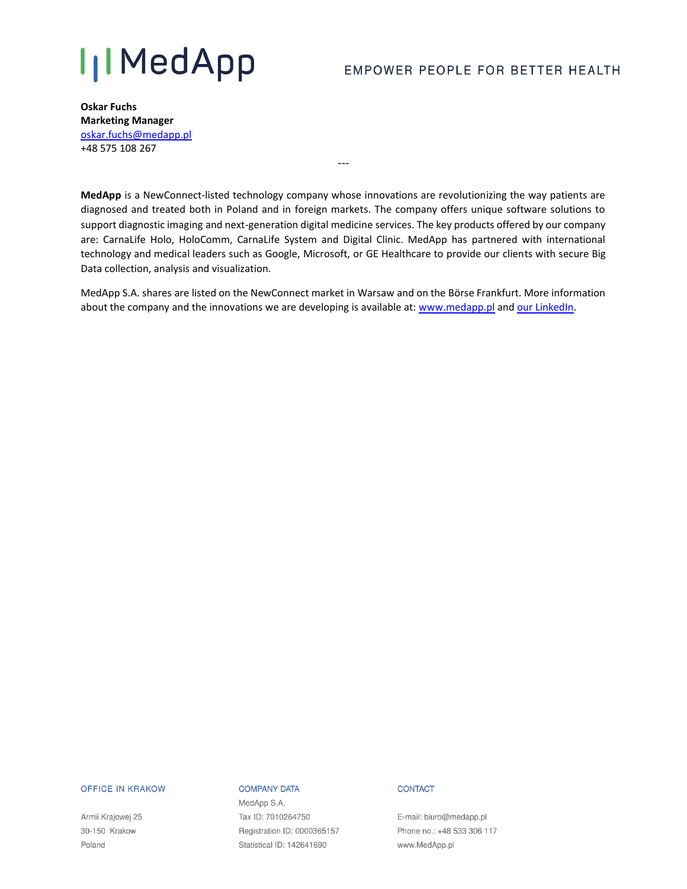**Oskar Fuchs**
**Marketing Manager**
oskar.fuchs@medapp.pl
+48 575 108 267

---

**MedApp** is a NewConnect-listed technology company whose innovations are revolutionizing the way patients are diagnosed and treated both in Poland and in foreign markets. The company offers unique software solutions to support diagnostic imaging and next-generation digital medicine services. The key products offered by our company are: CarnaLife Holo, HoloComm, CarnaLife System and Digital Clinic. MedApp has partnered with international technology and medical leaders such as Google, Microsoft, or GE Healthcare to provide our clients with secure Big Data collection, analysis and visualization.

MedApp S.A. shares are listed on the NewConnect market in Warsaw and on the Börse Frankfurt. More information about the company and the innovations we are developing is available at: www.medapp.pl and our LinkedIn.